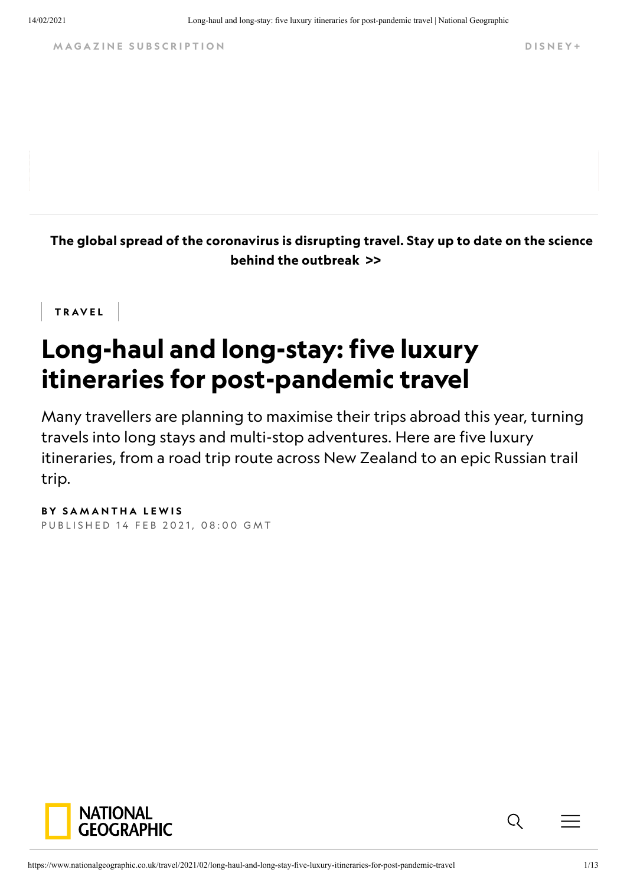MAGAZINE SUBSCRIPTION

DISNEY+

**The global spread of the coronavirus is disrupting travel. Stay up to date on the science behind the outbreak >>**

TRAVEL

# Long-haul and long-stay: five luxury itineraries for post-pandemic travel

Many travellers are planning to maximise their trips abroad this year, turning travels into long stays and multi-stop adventures. Here are five luxury itineraries, from a road trip route across New Zealand to an epic Russian trail trip.

**BY SAMANTHA LEWIS**

PUBLISHED 14 FEB 2021, 08:00 GMT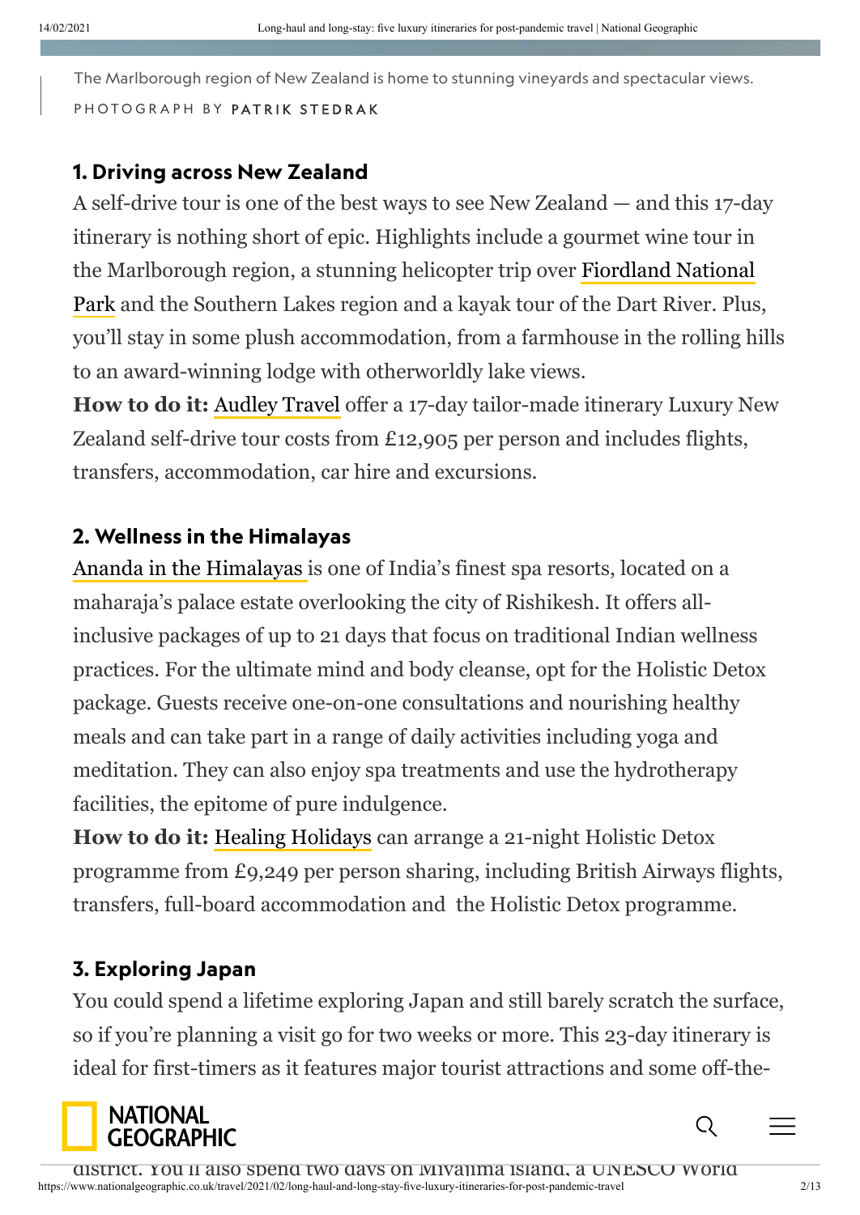The Marlborough region of New Zealand is home to stunning vineyards and spectacular views.

PHOTOGRAPH BY **PATRIK STEDRAK**

### 1. Driving across New Zealand

A self-drive tour is one of the best ways to see New Zealand — and this 17-day itinerary is nothing short of epic. Highlights include a gourmet wine tour in the Marlborough region, a stunning helicopter trip over Fiordland National Park and the Southern Lakes region and a kayak tour of the Dart River. Plus, you'll stay in some plush accommodation, from a farmhouse in the rolling hills to an award-winning lodge with otherworldly lake views.

**How to do it:** Audley Travel offer a 17-day tailor-made itinerary Luxury New Zealand self-drive tour costs from £12,905 per person and includes flights, transfers, accommodation, car hire and excursions.

### 2. Wellness in the Himalayas

Ananda in the Himalayas is one of India's finest spa resorts, located on a maharaja's palace estate overlooking the city of Rishikesh. It offers all-inclusive packages of up to 21 days that focus on traditional Indian wellness practices. For the ultimate mind and body cleanse, opt for the Holistic Detox package. Guests receive one-on-one consultations and nourishing healthy meals and can take part in a range of daily activities including yoga and meditation. They can also enjoy spa treatments and use the hydrotherapy facilities, the epitome of pure indulgence.

**How to do it:** Healing Holidays can arrange a 21-night Holistic Detox programme from £9,249 per person sharing, including British Airways flights, transfers, full-board accommodation and the Holistic Detox programme.

### 3. Exploring Japan

You could spend a lifetime exploring Japan and still barely scratch the surface, so if you're planning a visit go for two weeks or more. This 23-day itinerary is ideal for first-timers as it features major tourist attractions and some off-the-

district. You'll also spend two days on Miyajima Island, a UNESCO World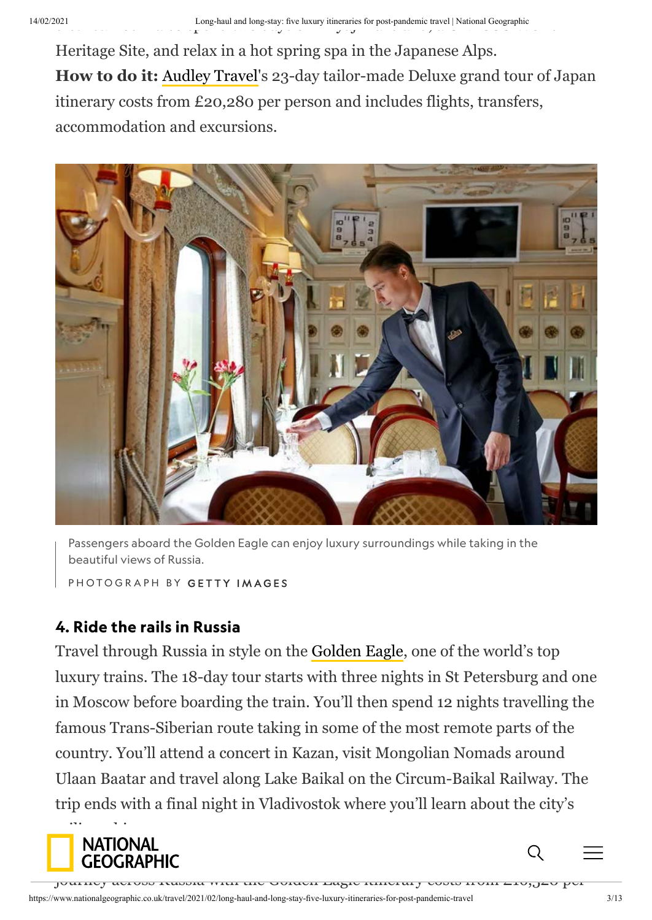Heritage Site, and relax in a hot spring spa in the Japanese Alps.

**How to do it:** Audley Travel's 23-day tailor-made Deluxe grand tour of Japan itinerary costs from £20,280 per person and includes flights, transfers, accommodation and excursions.

Passengers aboard the Golden Eagle can enjoy luxury surroundings while taking in the beautiful views of Russia.

PHOTOGRAPH BY GETTY IMAGES

### 4. Ride the rails in Russia

Travel through Russia in style on the Golden Eagle, one of the world's top luxury trains. The 18-day tour starts with three nights in St Petersburg and one in Moscow before boarding the train. You'll then spend 12 nights travelling the famous Trans-Siberian route taking in some of the most remote parts of the country. You'll attend a concert in Kazan, visit Mongolian Nomads around Ulaan Baatar and travel along Lake Baikal on the Circum-Baikal Railway. The trip ends with a final night in Vladivostok where you'll learn about the city's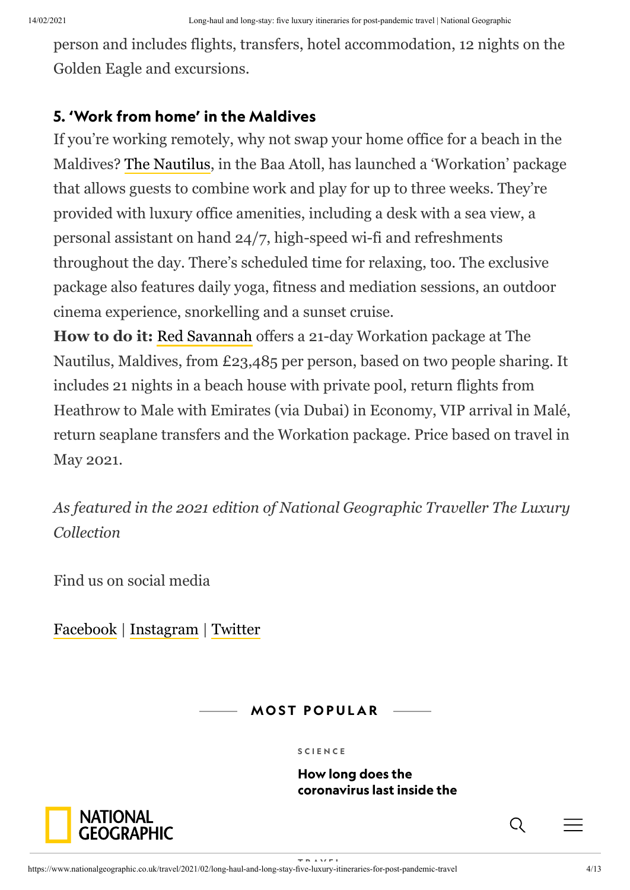person and includes flights, transfers, hotel accommodation, 12 nights on the Golden Eagle and excursions.

### 5. 'Work from home' in the Maldives

If you're working remotely, why not swap your home office for a beach in the Maldives? The Nautilus, in the Baa Atoll, has launched a 'Workation' package that allows guests to combine work and play for up to three weeks. They're provided with luxury office amenities, including a desk with a sea view, a personal assistant on hand 24/7, high-speed wi-fi and refreshments throughout the day. There's scheduled time for relaxing, too. The exclusive package also features daily yoga, fitness and mediation sessions, an outdoor cinema experience, snorkelling and a sunset cruise.

**How to do it:** Red Savannah offers a 21-day Workation package at The Nautilus, Maldives, from £23,485 per person, based on two people sharing. It includes 21 nights in a beach house with private pool, return flights from Heathrow to Male with Emirates (via Dubai) in Economy, VIP arrival in Malé, return seaplane transfers and the Workation package. Price based on travel in May 2021.

*As featured in the 2021 edition of National Geographic Traveller The Luxury Collection*

Find us on social media

Facebook | Instagram | Twitter

**MOST POPULAR**

SCIENCE

**How long does the coronavirus last inside the**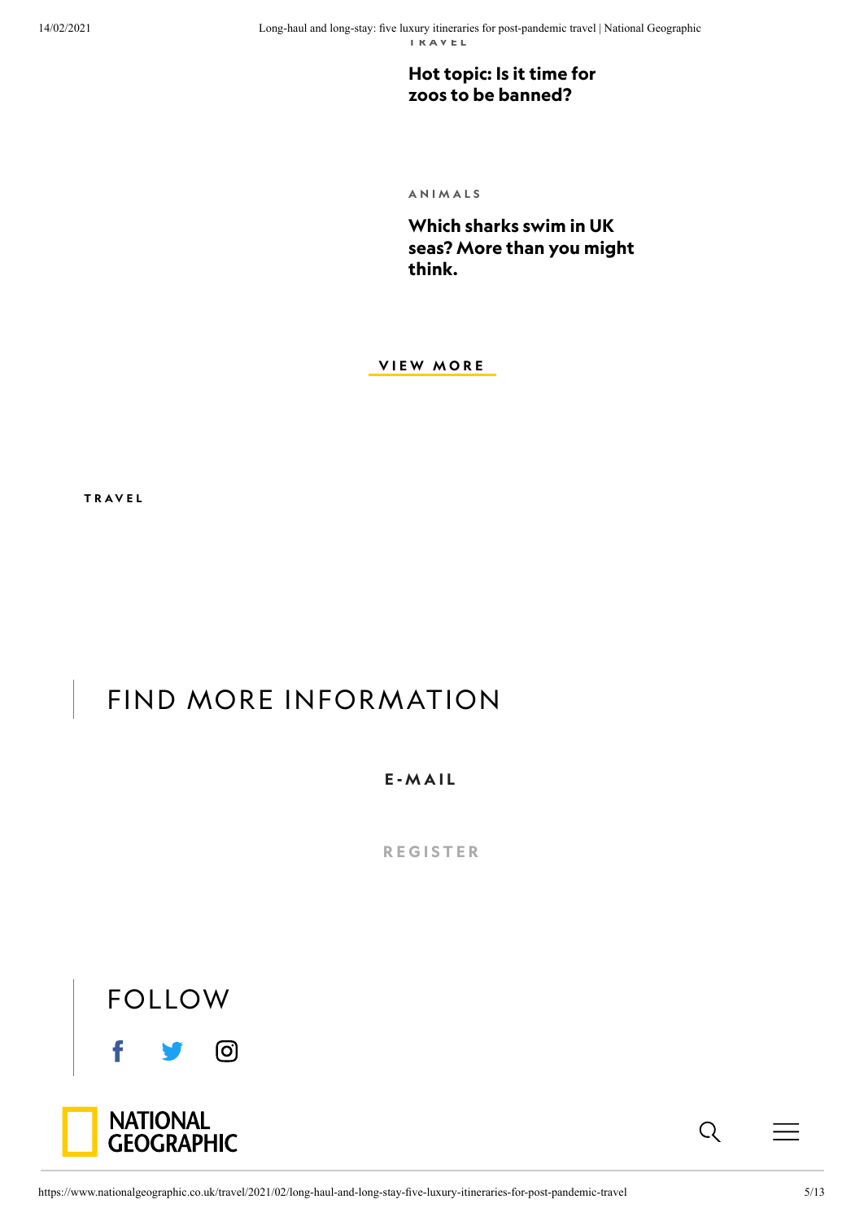TRAVEL

**Hot topic: Is it time for zoos to be banned?**

ANIMALS

**Which sharks swim in UK seas? More than you might think.**

VIEW MORE

TRAVEL

## FIND MORE INFORMATION

E-MAIL

REGISTER

## FOLLOW

NATIONAL GEOGRAPHIC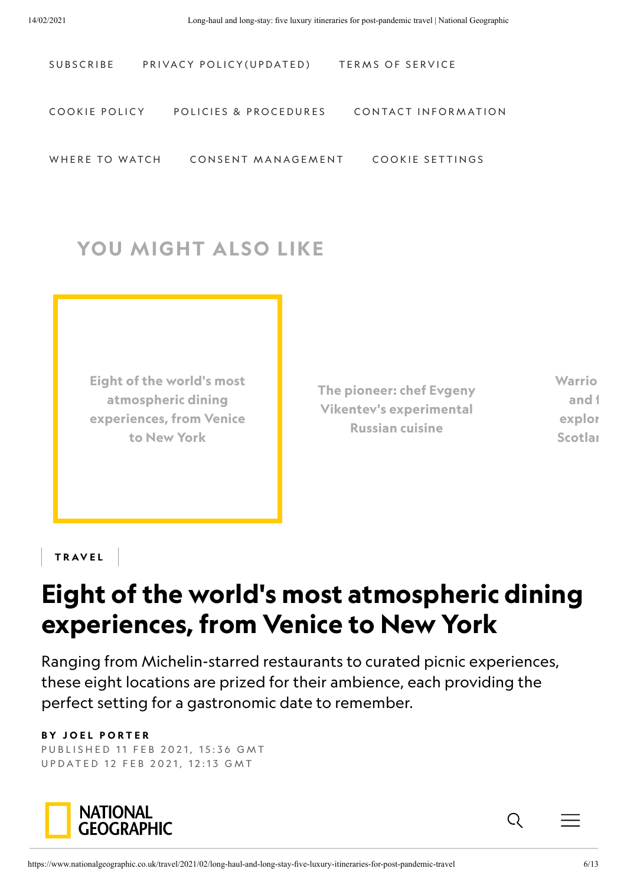SUBSCRIBE PRIVACY POLICY(UPDATED) TERMS OF SERVICE

COOKIE POLICY POLICIES & PROCEDURES CONTACT INFORMATION

WHERE TO WATCH CONSENT MANAGEMENT COOKIE SETTINGS

## YOU MIGHT ALSO LIKE

Eight of the world's most atmospheric dining experiences, from Venice to New York

The pioneer: chef Evgeny Vikentev's experimental Russian cuisine

Warrio and f explor Scotlan

**TRAVEL**

# Eight of the world's most atmospheric dining experiences, from Venice to New York

Ranging from Michelin-starred restaurants to curated picnic experiences, these eight locations are prized for their ambience, each providing the perfect setting for a gastronomic date to remember.

**BY JOEL PORTER**
PUBLISHED 11 FEB 2021, 15:36 GMT
UPDATED 12 FEB 2021, 12:13 GMT

NATIONAL GEOGRAPHIC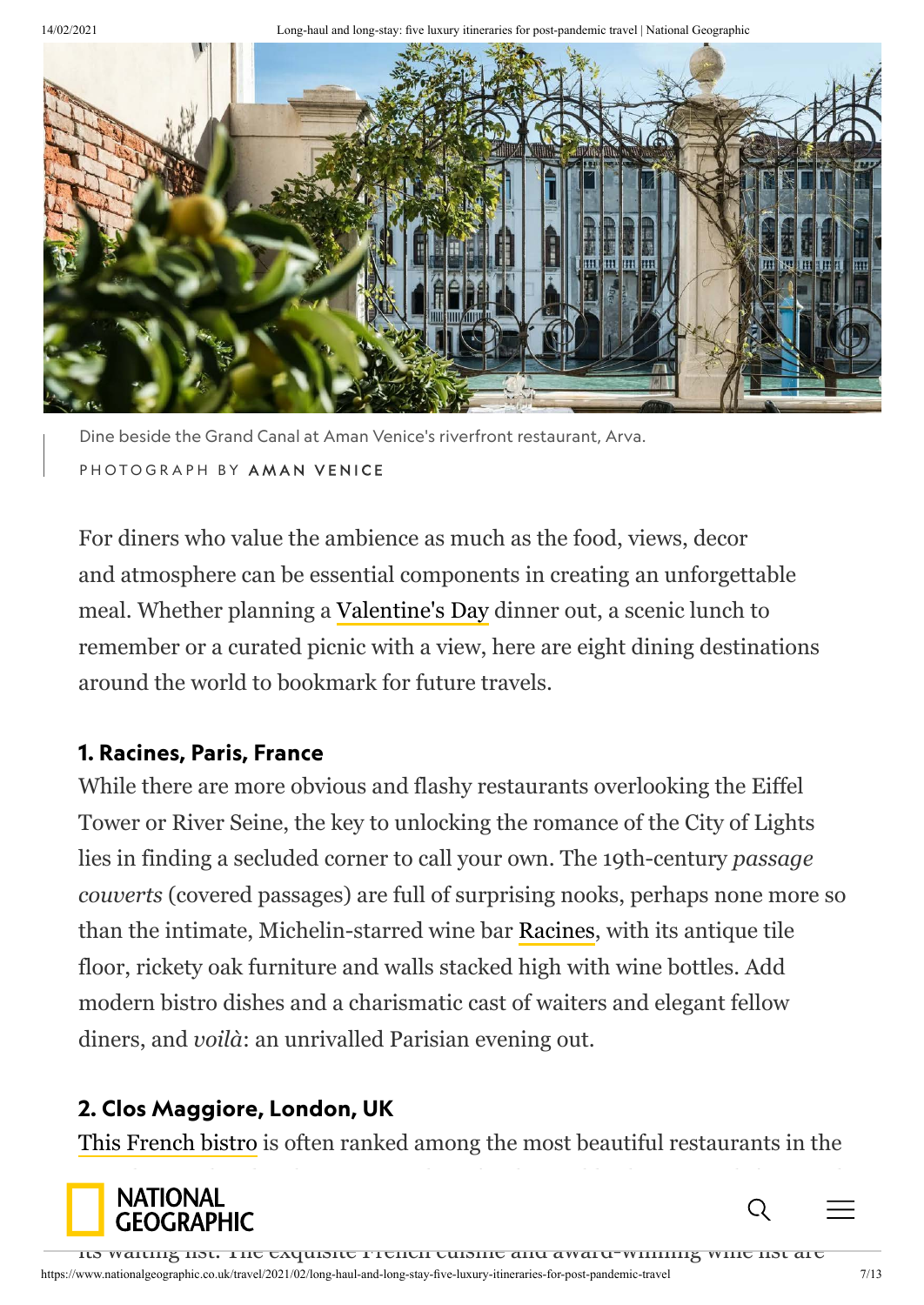Dine beside the Grand Canal at Aman Venice's riverfront restaurant, Arva.

PHOTOGRAPH BY **AMAN VENICE**

For diners who value the ambience as much as the food, views, decor and atmosphere can be essential components in creating an unforgettable meal. Whether planning a Valentine's Day dinner out, a scenic lunch to remember or a curated picnic with a view, here are eight dining destinations around the world to bookmark for future travels.

### 1. Racines, Paris, France

While there are more obvious and flashy restaurants overlooking the Eiffel Tower or River Seine, the key to unlocking the romance of the City of Lights lies in finding a secluded corner to call your own. The 19th-century *passage couverts* (covered passages) are full of surprising nooks, perhaps none more so than the intimate, Michelin-starred wine bar Racines, with its antique tile floor, rickety oak furniture and walls stacked high with wine bottles. Add modern bistro dishes and a charismatic cast of waiters and elegant fellow diners, and *voilà*: an unrivalled Parisian evening out.

### 2. Clos Maggiore, London, UK

This French bistro is often ranked among the most beautiful restaurants in the

its waiting list. The exquisite French cuisine and award-winning wine list are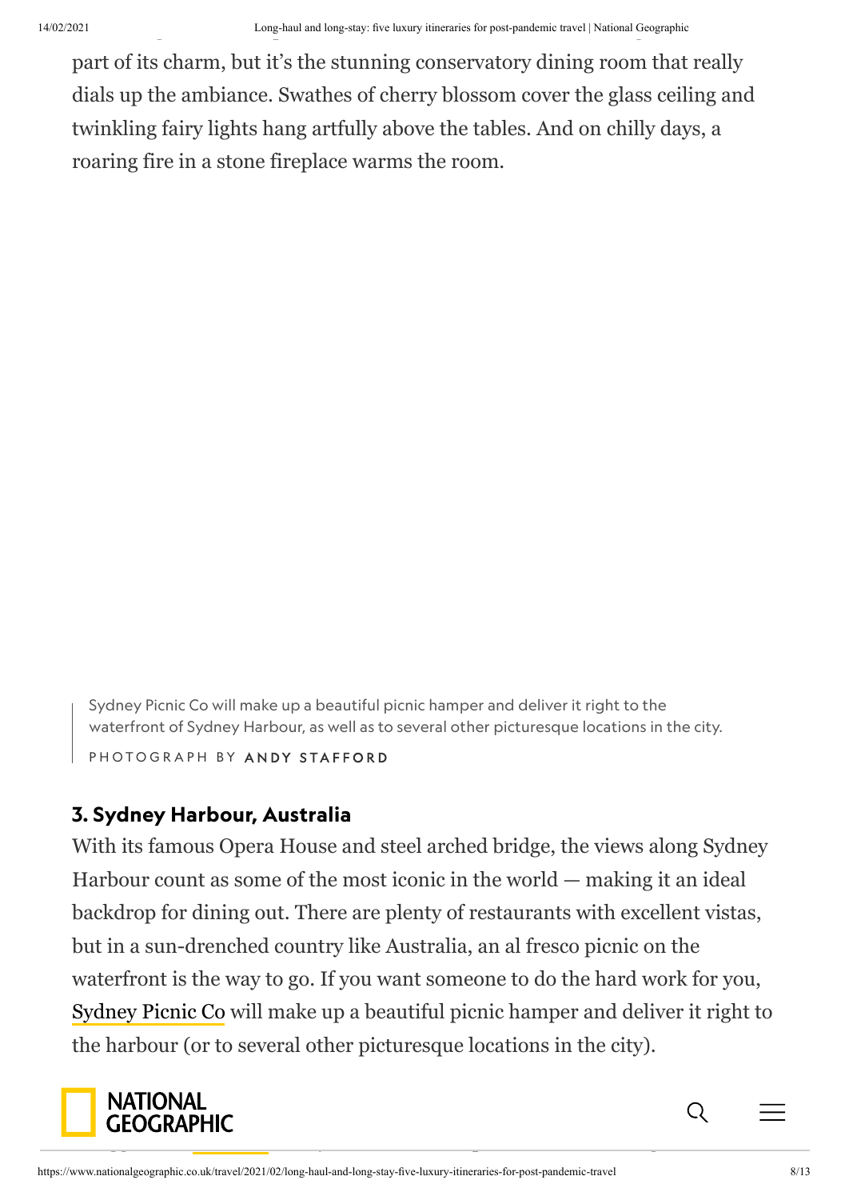part of its charm, but it's the stunning conservatory dining room that really dials up the ambiance. Swathes of cherry blossom cover the glass ceiling and twinkling fairy lights hang artfully above the tables. And on chilly days, a roaring fire in a stone fireplace warms the room.

Sydney Picnic Co will make up a beautiful picnic hamper and deliver it right to the waterfront of Sydney Harbour, as well as to several other picturesque locations in the city.

PHOTOGRAPH BY **ANDY STAFFORD**

### 3. Sydney Harbour, Australia

With its famous Opera House and steel arched bridge, the views along Sydney Harbour count as some of the most iconic in the world — making it an ideal backdrop for dining out. There are plenty of restaurants with excellent vistas, but in a sun-drenched country like Australia, an al fresco picnic on the waterfront is the way to go. If you want someone to do the hard work for you, Sydney Picnic Co will make up a beautiful picnic hamper and deliver it right to the harbour (or to several other picturesque locations in the city).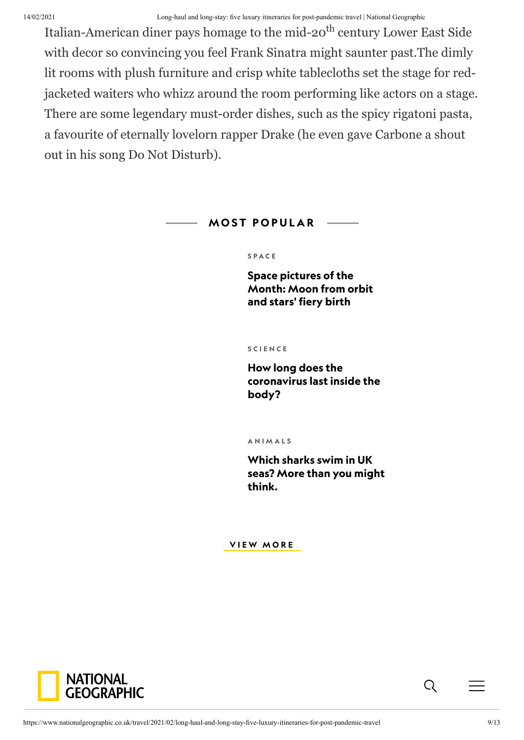Italian-American diner pays homage to the mid-20th century Lower East Side with decor so convincing you feel Frank Sinatra might saunter past.The dimly lit rooms with plush furniture and crisp white tablecloths set the stage for red-jacketed waiters who whizz around the room performing like actors on a stage. There are some legendary must-order dishes, such as the spicy rigatoni pasta, a favourite of eternally lovelorn rapper Drake (he even gave Carbone a shout out in his song Do Not Disturb).

## MOST POPULAR

SPACE

**Space pictures of the Month: Moon from orbit and stars' fiery birth**

SCIENCE

**How long does the coronavirus last inside the body?**

ANIMALS

**Which sharks swim in UK seas? More than you might think.**

VIEW MORE

NATIONAL GEOGRAPHIC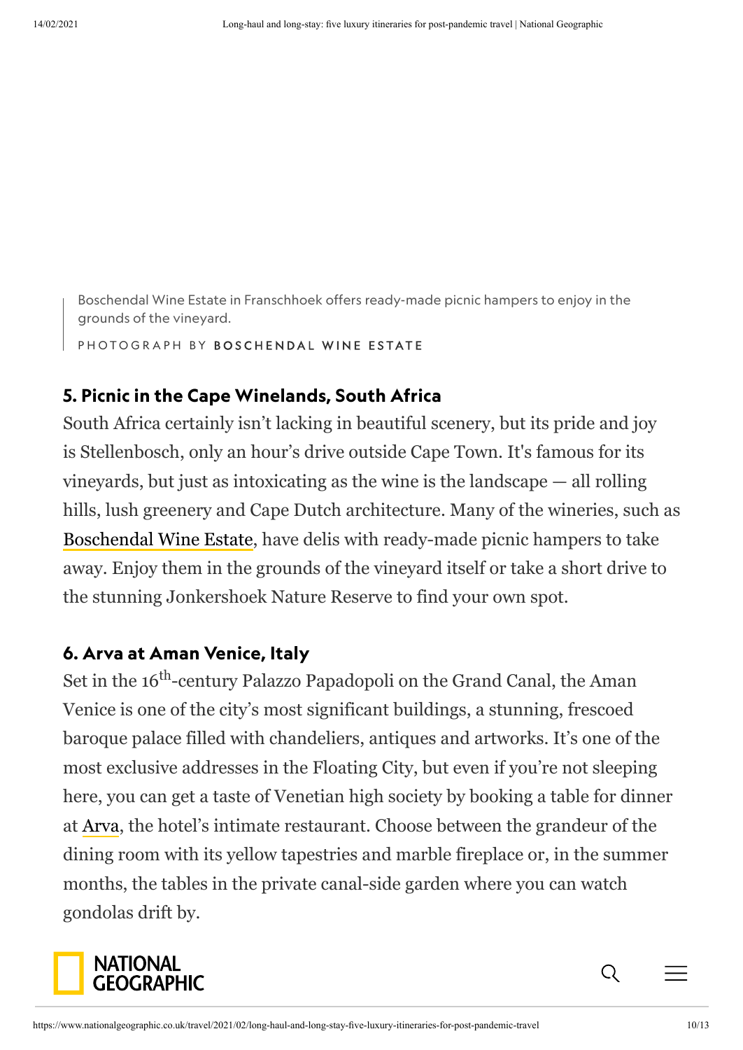Boschendal Wine Estate in Franschhoek offers ready-made picnic hampers to enjoy in the grounds of the vineyard.

PHOTOGRAPH BY **BOSCHENDAL WINE ESTATE**

### 5. Picnic in the Cape Winelands, South Africa

South Africa certainly isn't lacking in beautiful scenery, but its pride and joy is Stellenbosch, only an hour's drive outside Cape Town. It's famous for its vineyards, but just as intoxicating as the wine is the landscape — all rolling hills, lush greenery and Cape Dutch architecture. Many of the wineries, such as Boschendal Wine Estate, have delis with ready-made picnic hampers to take away. Enjoy them in the grounds of the vineyard itself or take a short drive to the stunning Jonkershoek Nature Reserve to find your own spot.

### 6. Arva at Aman Venice, Italy

Set in the 16th-century Palazzo Papadopoli on the Grand Canal, the Aman Venice is one of the city's most significant buildings, a stunning, frescoed baroque palace filled with chandeliers, antiques and artworks. It's one of the most exclusive addresses in the Floating City, but even if you're not sleeping here, you can get a taste of Venetian high society by booking a table for dinner at Arva, the hotel's intimate restaurant. Choose between the grandeur of the dining room with its yellow tapestries and marble fireplace or, in the summer months, the tables in the private canal-side garden where you can watch gondolas drift by.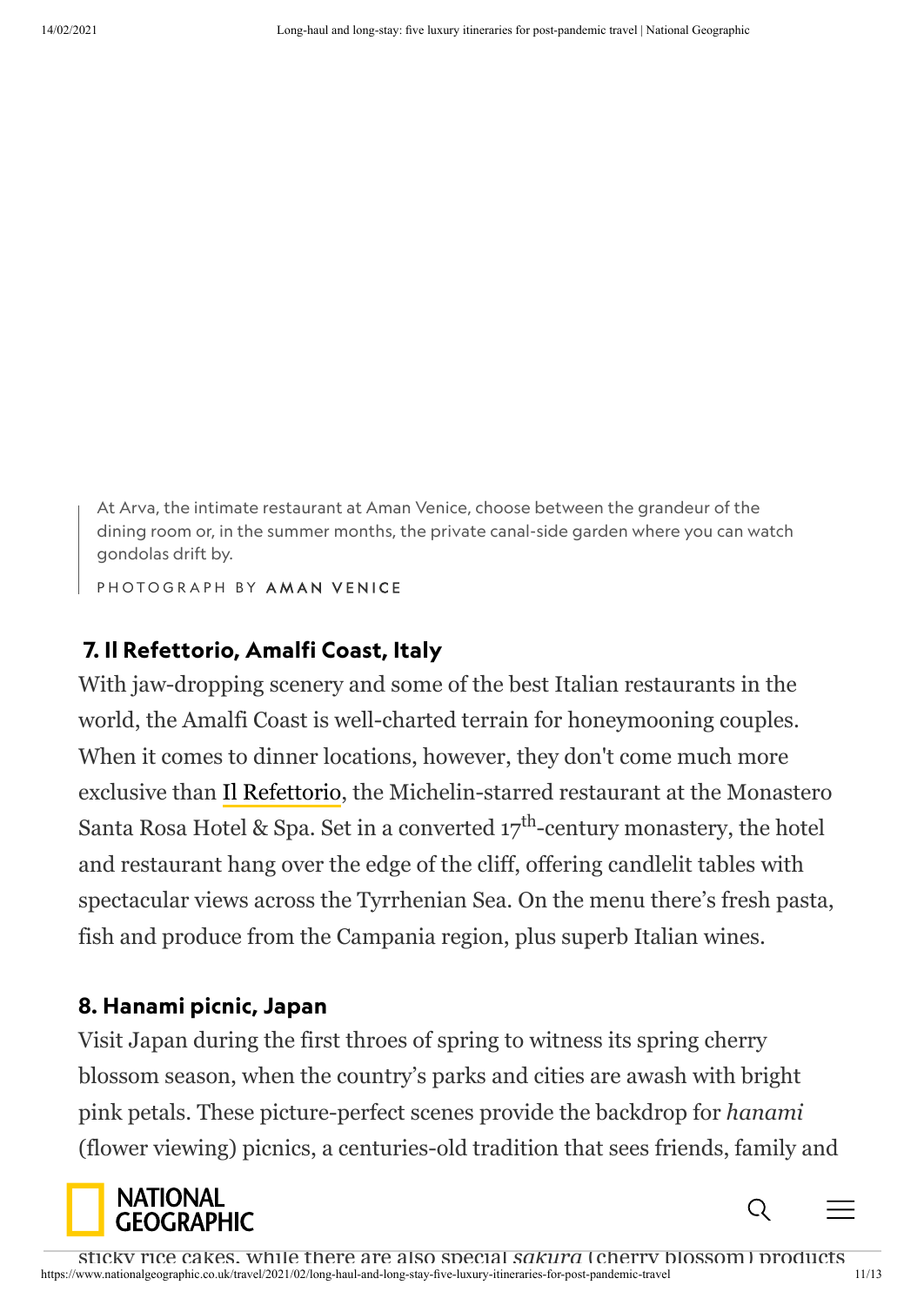At Arva, the intimate restaurant at Aman Venice, choose between the grandeur of the dining room or, in the summer months, the private canal-side garden where you can watch gondolas drift by.

PHOTOGRAPH BY **AMAN VENICE**

### 7. Il Refettorio, Amalfi Coast, Italy

With jaw-dropping scenery and some of the best Italian restaurants in the world, the Amalfi Coast is well-charted terrain for honeymooning couples. When it comes to dinner locations, however, they don't come much more exclusive than Il Refettorio, the Michelin-starred restaurant at the Monastero Santa Rosa Hotel & Spa. Set in a converted 17th-century monastery, the hotel and restaurant hang over the edge of the cliff, offering candlelit tables with spectacular views across the Tyrrhenian Sea. On the menu there's fresh pasta, fish and produce from the Campania region, plus superb Italian wines.

### 8. Hanami picnic, Japan

Visit Japan during the first throes of spring to witness its spring cherry blossom season, when the country's parks and cities are awash with bright pink petals. These picture-perfect scenes provide the backdrop for *hanami* (flower viewing) picnics, a centuries-old tradition that sees friends, family and

sticky rice cakes, while there are also special *sakura* (cherry blossom) products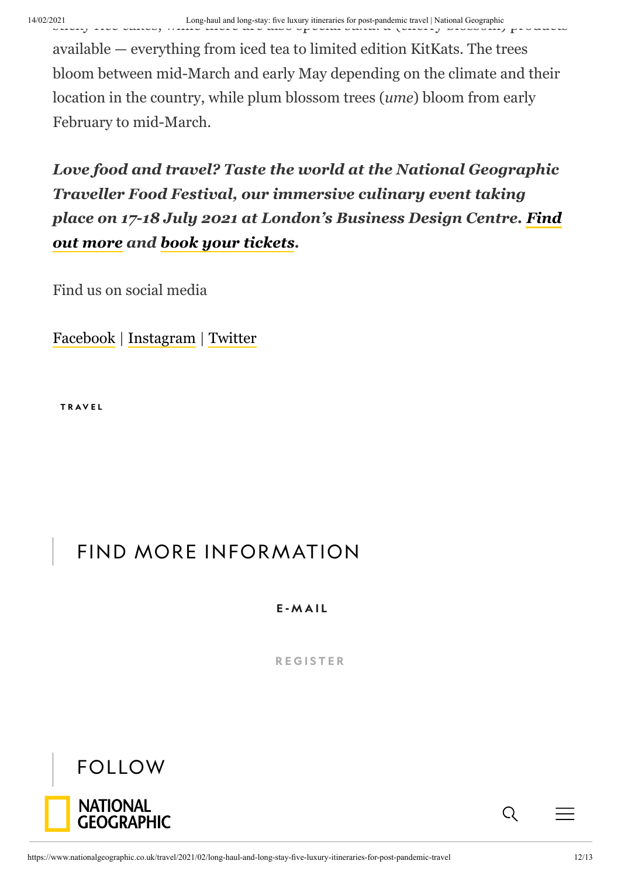available — everything from iced tea to limited edition KitKats. The trees bloom between mid-March and early May depending on the climate and their location in the country, while plum blossom trees (*ume*) bloom from early February to mid-March.

***Love food and travel? Taste the world at the National Geographic Traveller Food Festival, our immersive culinary event taking place on 17-18 July 2021 at London's Business Design Centre. Find out more and book your tickets.***

Find us on social media

Facebook | Instagram | Twitter

TRAVEL

## FIND MORE INFORMATION

E-MAIL

REGISTER

## FOLLOW

NATIONAL GEOGRAPHIC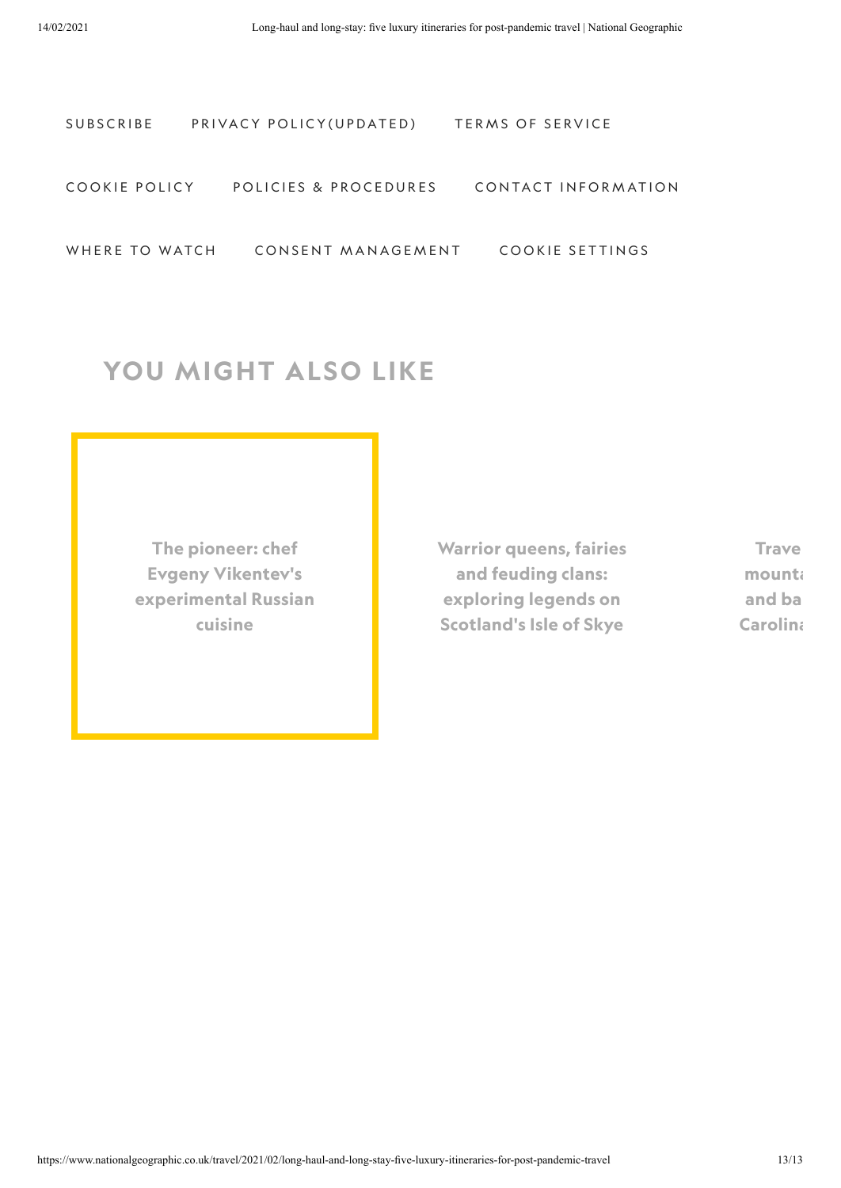SUBSCRIBE PRIVACY POLICY(UPDATED) TERMS OF SERVICE

COOKIE POLICY POLICIES & PROCEDURES CONTACT INFORMATION

WHERE TO WATCH CONSENT MANAGEMENT COOKIE SETTINGS

## YOU MIGHT ALSO LIKE

**The pioneer: chef Evgeny Vikentev's experimental Russian cuisine**

**Warrior queens, fairies and feuding clans: exploring legends on Scotland's Isle of Skye**

**Trave mount and ba Carolin**